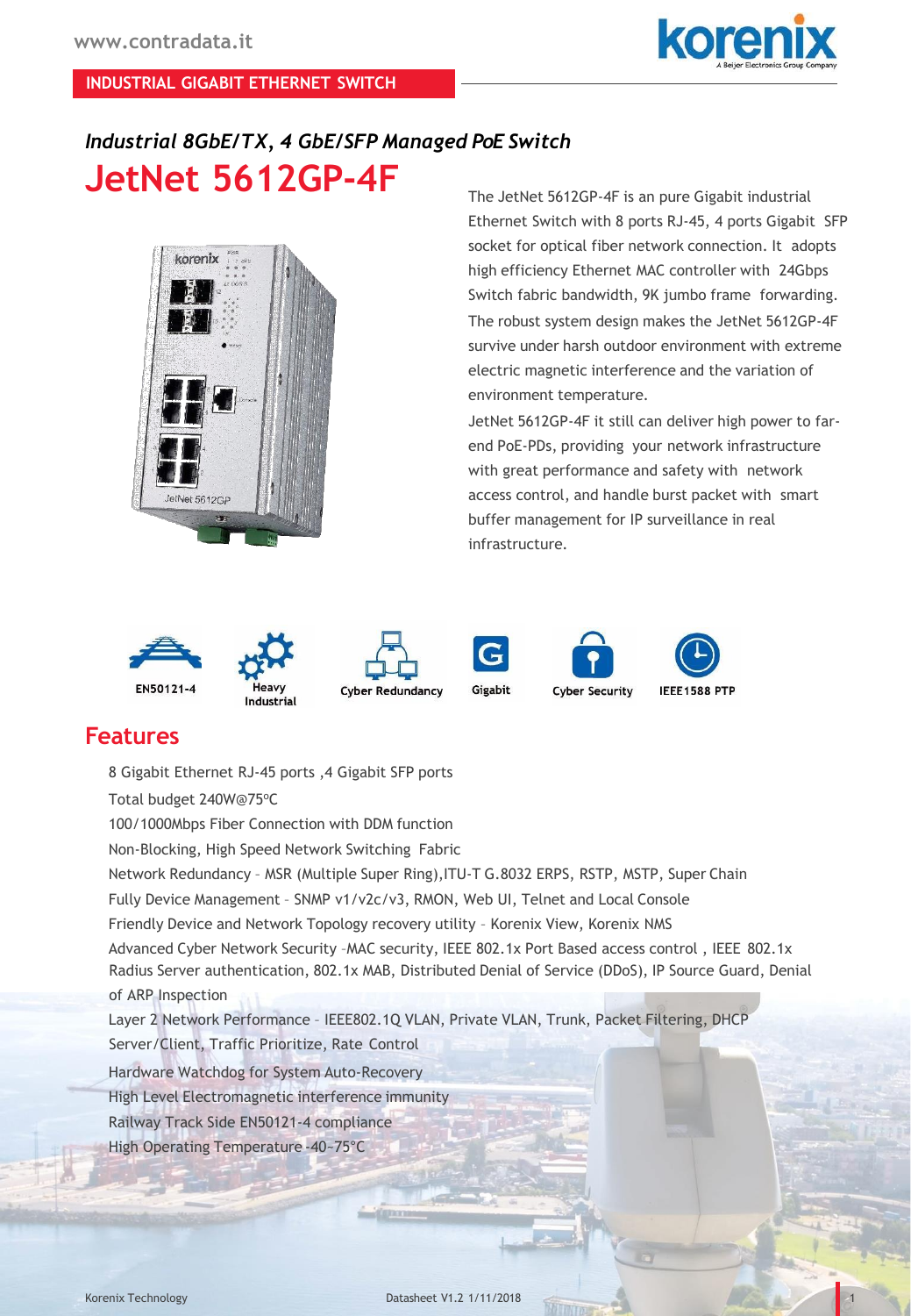INDUSTRIAL GIGABIT ETHERNET SWITCH

*Industrial 8GbE/TX, 4 GbE/SFP Managed PoE Switch*

# JetNet 5612GP-4F

The JetNet 5612GP-4F is an pure Gigabit industrial Ethernet Switch with 8 ports RJ-45, 4 ports Gigabit SFP socket for optical fiber network connection. It adopts high efficiency Ethernet MAC controller with 24Gbps Switch fabric bandwidth, 9K jumbo frame forwarding. The robust system design makes the JetNet 5612GP-4F survive under harsh outdoor environment with extreme electric magnetic interference and the variation of environment temperature.

JetNet 5612GP-4F it still can deliver high power to far-end PoE-PDs, providing your network infrastructure with great performance and safety with network access control, and handle burst packet with smart buffer management for IP surveillance in real infrastructure.

EN50121-4 | Heavy Industrial | Cyber Redundancy | Gigabit | Cyber Security | IEEE1588 PTP

## Features

- 8 Gigabit Ethernet RJ-45 ports ,4 Gigabit SFP ports
- Total budget 240W@75ºC
- 100/1000Mbps Fiber Connection with DDM function
- Non-Blocking, High Speed Network Switching Fabric
- Network Redundancy – MSR (Multiple Super Ring),ITU-T G.8032 ERPS, RSTP, MSTP, Super Chain
- Fully Device Management – SNMP v1/v2c/v3, RMON, Web UI, Telnet and Local Console
- Friendly Device and Network Topology recovery utility – Korenix View, Korenix NMS
- Advanced Cyber Network Security –MAC security, IEEE 802.1x Port Based access control , IEEE 802.1x Radius Server authentication, 802.1x MAB, Distributed Denial of Service (DDoS), IP Source Guard, Denial of ARP Inspection
- Layer 2 Network Performance – IEEE802.1Q VLAN, Private VLAN, Trunk, Packet Filtering, DHCP Server/Client, Traffic Prioritize, Rate Control
- Hardware Watchdog for System Auto-Recovery
- High Level Electromagnetic interference immunity
- Railway Track Side EN50121-4 compliance
- High Operating Temperature -40~75°C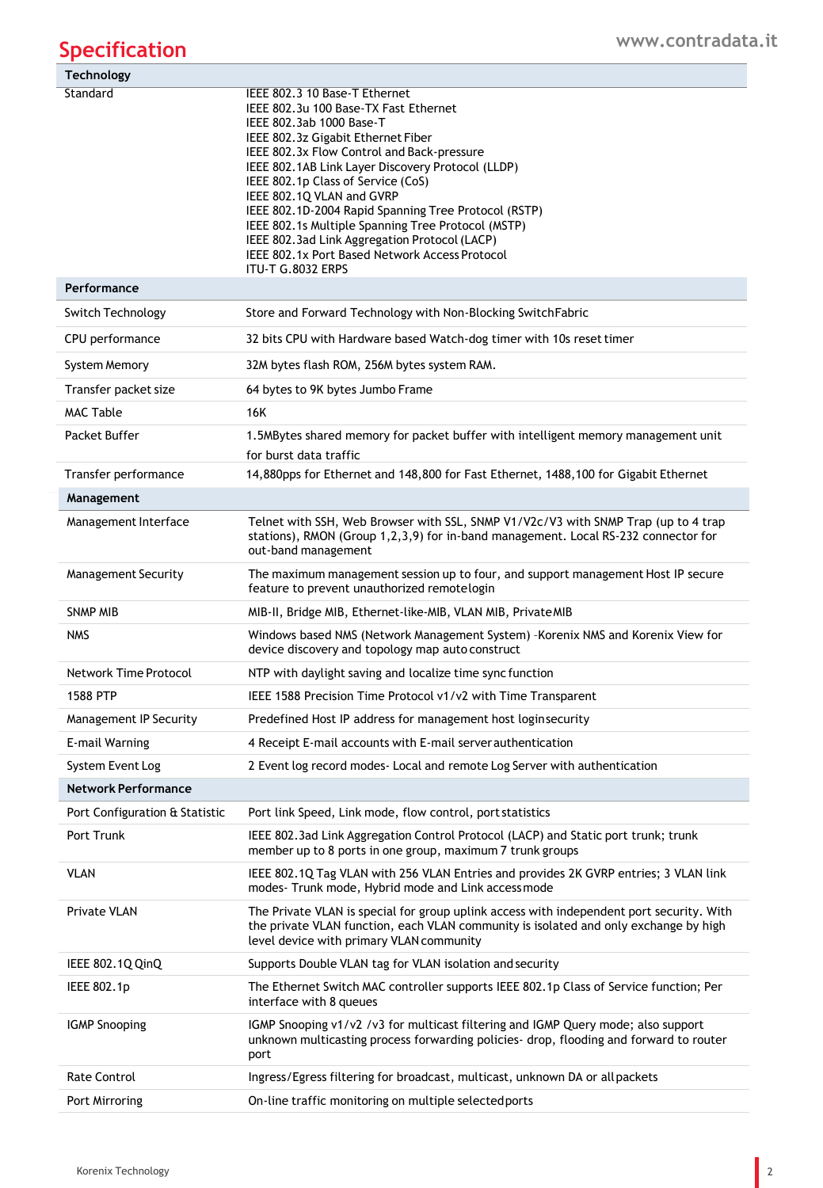## Specification

| Technology | |
|---|---|
| Standard | IEEE 802.3 10 Base-T Ethernet<br>IEEE 802.3u 100 Base-TX Fast Ethernet<br>IEEE 802.3ab 1000 Base-T<br>IEEE 802.3z Gigabit Ethernet Fiber<br>IEEE 802.3x Flow Control and Back-pressure<br>IEEE 802.1AB Link Layer Discovery Protocol (LLDP)<br>IEEE 802.1p Class of Service (CoS)<br>IEEE 802.1Q VLAN and GVRP<br>IEEE 802.1D-2004 Rapid Spanning Tree Protocol (RSTP)<br>IEEE 802.1s Multiple Spanning Tree Protocol (MSTP)<br>IEEE 802.3ad Link Aggregation Protocol (LACP)<br>IEEE 802.1x Port Based Network Access Protocol<br>ITU-T G.8032 ERPS |
| **Performance** | |
| Switch Technology | Store and Forward Technology with Non-Blocking SwitchFabric |
| CPU performance | 32 bits CPU with Hardware based Watch-dog timer with 10s reset timer |
| System Memory | 32M bytes flash ROM, 256M bytes system RAM. |
| Transfer packet size | 64 bytes to 9K bytes Jumbo Frame |
| MAC Table | 16K |
| Packet Buffer | 1.5MBytes shared memory for packet buffer with intelligent memory management unit for burst data traffic |
| Transfer performance | 14,880pps for Ethernet and 148,800 for Fast Ethernet, 1488,100 for Gigabit Ethernet |
| **Management** | |
| Management Interface | Telnet with SSH, Web Browser with SSL, SNMP V1/V2c/V3 with SNMP Trap (up to 4 trap stations), RMON (Group 1,2,3,9) for in-band management. Local RS-232 connector for out-band management |
| Management Security | The maximum management session up to four, and support management Host IP secure feature to prevent unauthorized remotelogin |
| SNMP MIB | MIB-II, Bridge MIB, Ethernet-like-MIB, VLAN MIB, PrivateMIB |
| NMS | Windows based NMS (Network Management System) –Korenix NMS and Korenix View for device discovery and topology map autoconstruct |
| Network Time Protocol | NTP with daylight saving and localize time syncfunction |
| 1588 PTP | IEEE 1588 Precision Time Protocol v1/v2 with Time Transparent |
| Management IP Security | Predefined Host IP address for management host loginsecurity |
| E-mail Warning | 4 Receipt E-mail accounts with E-mail serverauthentication |
| System Event Log | 2 Event log record modes- Local and remote Log Server with authentication |
| **Network Performance** | |
| Port Configuration & Statistic | Port link Speed, Link mode, flow control, portstatistics |
| Port Trunk | IEEE 802.3ad Link Aggregation Control Protocol (LACP) and Static port trunk; trunk member up to 8 ports in one group, maximum 7 trunk groups |
| VLAN | IEEE 802.1Q Tag VLAN with 256 VLAN Entries and provides 2K GVRP entries; 3 VLAN link modes- Trunk mode, Hybrid mode and Link accessmode |
| Private VLAN | The Private VLAN is special for group uplink access with independent port security. With the private VLAN function, each VLAN community is isolated and only exchange by high level device with primary VLAN community |
| IEEE 802.1Q QinQ | Supports Double VLAN tag for VLAN isolation andsecurity |
| IEEE 802.1p | The Ethernet Switch MAC controller supports IEEE 802.1p Class of Service function; Per interface with 8 queues |
| IGMP Snooping | IGMP Snooping v1/v2 /v3 for multicast filtering and IGMP Query mode; also support unknown multicasting process forwarding policies- drop, flooding and forward to router port |
| Rate Control | Ingress/Egress filtering for broadcast, multicast, unknown DA or allpackets |
| Port Mirroring | On-line traffic monitoring on multiple selectedports |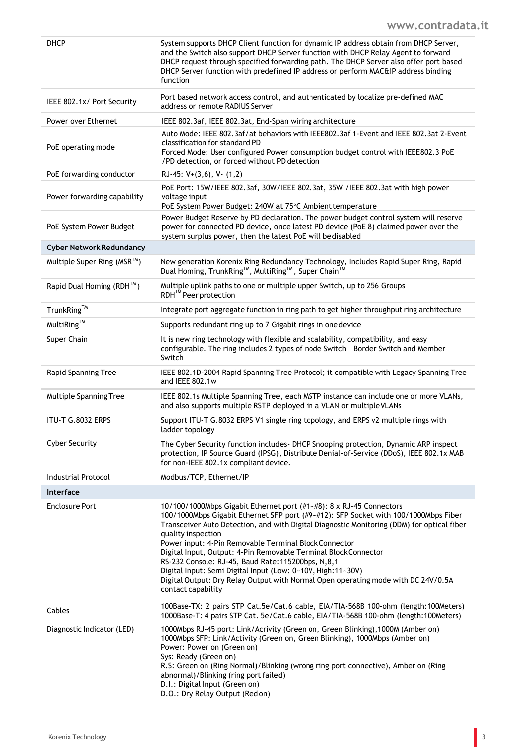| | |
|---|---|
| DHCP | System supports DHCP Client function for dynamic IP address obtain from DHCP Server, and the Switch also support DHCP Server function with DHCP Relay Agent to forward DHCP request through specified forwarding path. The DHCP Server also offer port based DHCP Server function with predefined IP address or perform MAC&IP address binding function |
| IEEE 802.1x/ Port Security | Port based network access control, and authenticated by localize pre-defined MAC address or remote RADIUS Server |
| Power over Ethernet | IEEE 802.3af, IEEE 802.3at, End-Span wiring architecture |
| PoE operating mode | Auto Mode: IEEE 802.3af/at behaviors with IEEE802.3af 1-Event and IEEE 802.3at 2-Event classification for standard PD<br>Forced Mode: User configured Power consumption budget control with IEEE802.3 PoE /PD detection, or forced without PD detection |
| PoE forwarding conductor | RJ-45: V+(3,6), V- (1,2) |
| Power forwarding capability | PoE Port: 15W/IEEE 802.3af, 30W/IEEE 802.3at, 35W /IEEE 802.3at with high power voltage input<br>PoE System Power Budget: 240W at 75°C Ambient temperature |
| PoE System Power Budget | Power Budget Reserve by PD declaration. The power budget control system will reserve power for connected PD device, once latest PD device (PoE 8) claimed power over the system surplus power, then the latest PoE will be disabled |
| **Cyber Network Redundancy** | |
| Multiple Super Ring (MSR™) | New generation Korenix Ring Redundancy Technology, Includes Rapid Super Ring, Rapid Dual Homing, TrunkRing™, MultiRing™, Super Chain™ |
| Rapid Dual Homing (RDH™) | Multiple uplink paths to one or multiple upper Switch, up to 256 Groups<br>RDH™ Peer protection |
| TrunkRing™ | Integrate port aggregate function in ring path to get higher throughput ring architecture |
| MultiRing™ | Supports redundant ring up to 7 Gigabit rings in one device |
| Super Chain | It is new ring technology with flexible and scalability, compatibility, and easy configurable. The ring includes 2 types of node Switch – Border Switch and Member Switch |
| Rapid Spanning Tree | IEEE 802.1D-2004 Rapid Spanning Tree Protocol; it compatible with Legacy Spanning Tree and IEEE 802.1w |
| Multiple Spanning Tree | IEEE 802.1s Multiple Spanning Tree, each MSTP instance can include one or more VLANs, and also supports multiple RSTP deployed in a VLAN or multiple VLANs |
| ITU-T G.8032 ERPS | Support ITU-T G.8032 ERPS V1 single ring topology, and ERPS v2 multiple rings with ladder topology |
| Cyber Security | The Cyber Security function includes- DHCP Snooping protection, Dynamic ARP inspect protection, IP Source Guard (IPSG), Distribute Denial-of-Service (DDoS), IEEE 802.1x MAB for non-IEEE 802.1x compliant device. |
| Industrial Protocol | Modbus/TCP, Ethernet/IP |
| **Interface** | |
| Enclosure Port | 10/100/1000Mbps Gigabit Ethernet port (#1~#8): 8 x RJ-45 Connectors<br>100/1000Mbps Gigabit Ethernet SFP port (#9~#12): SFP Socket with 100/1000Mbps Fiber Transceiver Auto Detection, and with Digital Diagnostic Monitoring (DDM) for optical fiber quality inspection<br>Power input: 4-Pin Removable Terminal Block Connector<br>Digital Input, Output: 4-Pin Removable Terminal Block Connector<br>RS-232 Console: RJ-45, Baud Rate:115200bps, N,8,1<br>Digital Input: Semi Digital Input (Low: 0~10V, High:11~30V)<br>Digital Output: Dry Relay Output with Normal Open operating mode with DC 24V/0.5A contact capability |
| Cables | 100Base-TX: 2 pairs STP Cat.5e/Cat.6 cable, EIA/TIA-568B 100-ohm (length:100Meters)<br>1000Base-T: 4 pairs STP Cat. 5e/Cat.6 cable, EIA/TIA-568B 100-ohm (length:100Meters) |
| Diagnostic Indicator (LED) | 1000Mbps RJ-45 port: Link/Acrivity (Green on, Green Blinking),1000M (Amber on)<br>1000Mbps SFP: Link/Activity (Green on, Green Blinking), 1000Mbps (Amber on)<br>Power: Power on (Green on)<br>Sys: Ready (Green on)<br>R.S: Green on (Ring Normal)/Blinking (wrong ring port connective), Amber on (Ring abnormal)/Blinking (ring port failed)<br>D.I.: Digital Input (Green on)<br>D.O.: Dry Relay Output (Red on) |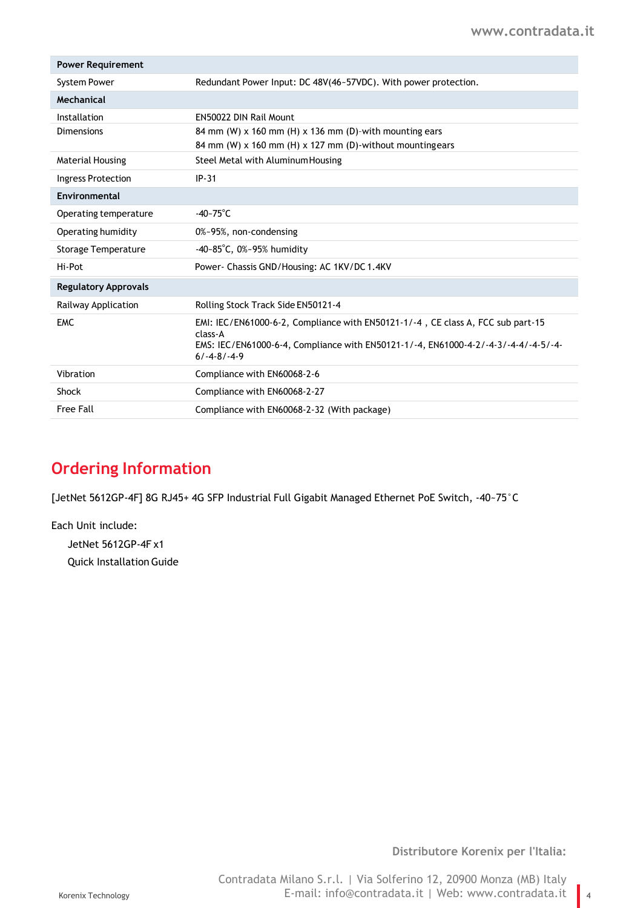| | |
|---|---|
| **Power Requirement** | |
| System Power | Redundant Power Input: DC 48V(46~57VDC). With power protection. |
| **Mechanical** | |
| Installation | EN50022 DIN Rail Mount |
| Dimensions | 84 mm (W) x 160 mm (H) x 136 mm (D)-with mounting ears<br>84 mm (W) x 160 mm (H) x 127 mm (D)-without mountingears |
| Material Housing | Steel Metal with Aluminum Housing |
| Ingress Protection | IP-31 |
| **Environmental** | |
| Operating temperature | -40~75°C |
| Operating humidity | 0%~95%, non-condensing |
| Storage Temperature | -40~85°C, 0%~95% humidity |
| Hi-Pot | Power- Chassis GND/Housing: AC 1KV/DC 1.4KV |
| **Regulatory Approvals** | |
| Railway Application | Rolling Stock Track Side EN50121-4 |
| EMC | EMI: IEC/EN61000-6-2, Compliance with EN50121-1/-4 , CE class A, FCC sub part-15 class-A<br>EMS: IEC/EN61000-6-4, Compliance with EN50121-1/-4, EN61000-4-2/-4-3/-4-4/-4-5/-4-6/-4-8/-4-9 |
| Vibration | Compliance with EN60068-2-6 |
| Shock | Compliance with EN60068-2-27 |
| Free Fall | Compliance with EN60068-2-32 (With package) |

## Ordering Information

[JetNet 5612GP-4F] 8G RJ45+ 4G SFP Industrial Full Gigabit Managed Ethernet PoE Switch, -40~75°C

Each Unit include:

JetNet 5612GP-4F x1

Quick Installation Guide

**Distributore Korenix per l'Italia:**

Contradata Milano S.r.l. | Via Solferino 12, 20900 Monza (MB) Italy
E-mail: info@contradata.it | Web: www.contradata.it